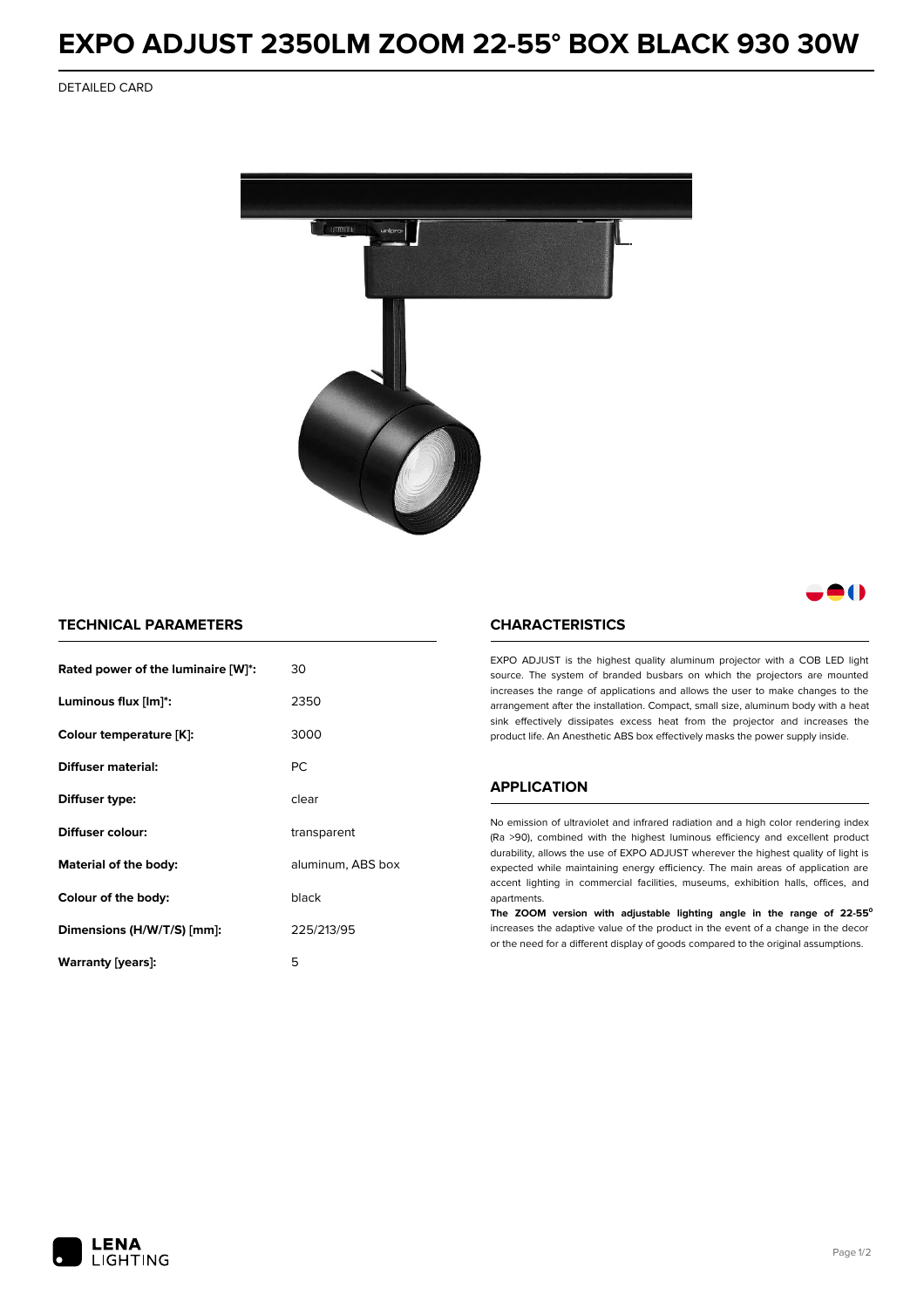# EXPO ADJUST 2350LM ZOOM 22-55° BOX BLACK 930 30W

DETAILED CARD

## TECHNICAL PARAMETERS

| | |
|---|---|
| **Rated power of the luminaire [W]*:** | 30 |
| **Luminous flux [lm]*:** | 2350 |
| **Colour temperature [K]:** | 3000 |
| **Diffuser material:** | PC |
| **Diffuser type:** | clear |
| **Diffuser colour:** | transparent |
| **Material of the body:** | aluminum, ABS box |
| **Colour of the body:** | black |
| **Dimensions (H/W/T/S) [mm]:** | 225/213/95 |
| **Warranty [years]:** | 5 |

## CHARACTERISTICS

EXPO ADJUST is the highest quality aluminum projector with a COB LED light source. The system of branded busbars on which the projectors are mounted increases the range of applications and allows the user to make changes to the arrangement after the installation. Compact, small size, aluminum body with a heat sink effectively dissipates excess heat from the projector and increases the product life. An Anesthetic ABS box effectively masks the power supply inside.

## APPLICATION

No emission of ultraviolet and infrared radiation and a high color rendering index (Ra >90), combined with the highest luminous efficiency and excellent product durability, allows the use of EXPO ADJUST wherever the highest quality of light is expected while maintaining energy efficiency. The main areas of application are accent lighting in commercial facilities, museums, exhibition halls, offices, and apartments.

**The ZOOM version with adjustable lighting angle in the range of 22-55°** increases the adaptive value of the product in the event of a change in the decor or the need for a different display of goods compared to the original assumptions.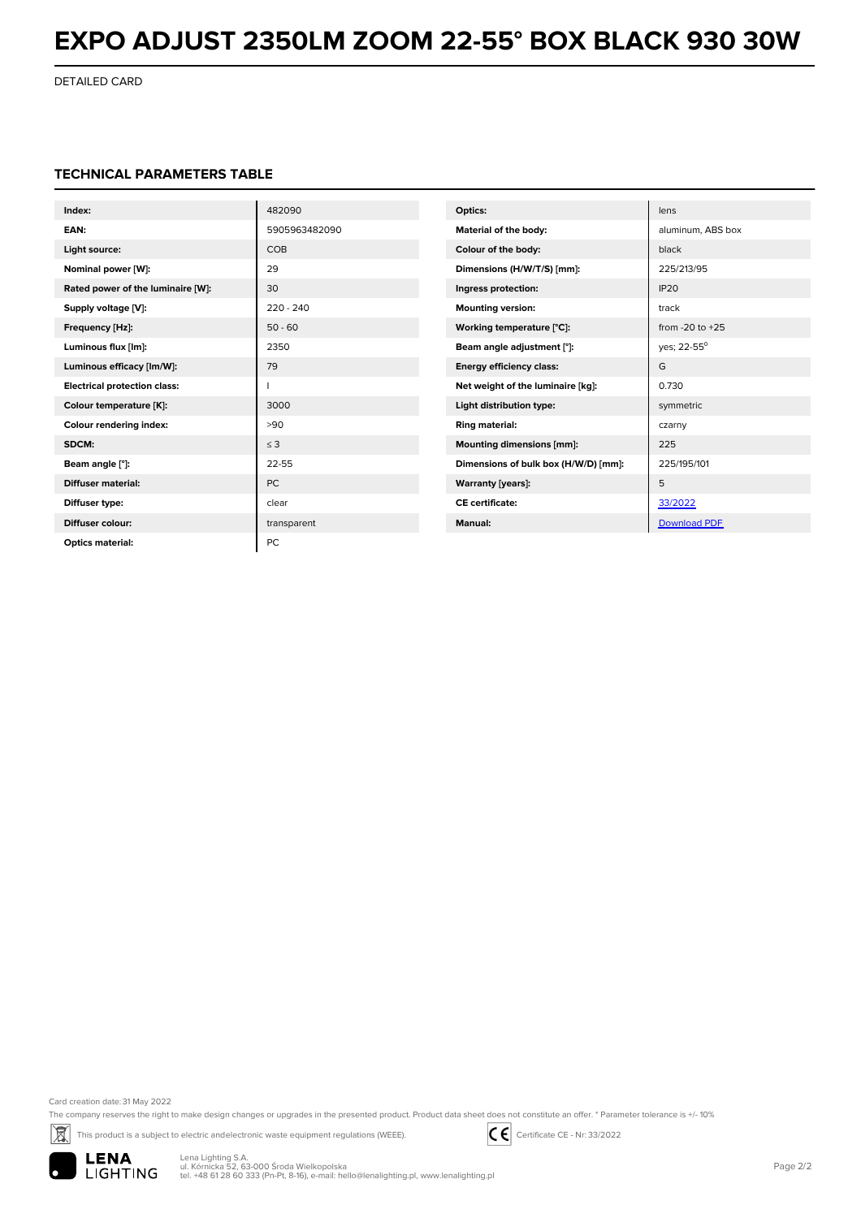# EXPO ADJUST 2350LM ZOOM 22-55° BOX BLACK 930 30W

DETAILED CARD

### TECHNICAL PARAMETERS TABLE

| | |
|---|---|
| **Index:** | 482090 |
| **EAN:** | 5905963482090 |
| **Light source:** | COB |
| **Nominal power [W]:** | 29 |
| **Rated power of the luminaire [W]:** | 30 |
| **Supply voltage [V]:** | 220 - 240 |
| **Frequency [Hz]:** | 50 - 60 |
| **Luminous flux [lm]:** | 2350 |
| **Luminous efficacy [lm/W]:** | 79 |
| **Electrical protection class:** | I |
| **Colour temperature [K]:** | 3000 |
| **Colour rendering index:** | >90 |
| **SDCM:** | ≤ 3 |
| **Beam angle [°]:** | 22-55 |
| **Diffuser material:** | PC |
| **Diffuser type:** | clear |
| **Diffuser colour:** | transparent |
| **Optics material:** | PC |
| **Optics:** | lens |
| **Material of the body:** | aluminum, ABS box |
| **Colour of the body:** | black |
| **Dimensions (H/W/T/S) [mm]:** | 225/213/95 |
| **Ingress protection:** | IP20 |
| **Mounting version:** | track |
| **Working temperature [°C]:** | from -20 to +25 |
| **Beam angle adjustment [°]:** | yes; 22-55° |
| **Energy efficiency class:** | G |
| **Net weight of the luminaire [kg]:** | 0.730 |
| **Light distribution type:** | symmetric |
| **Ring material:** | czarny |
| **Mounting dimensions [mm]:** | 225 |
| **Dimensions of bulk box (H/W/D) [mm]:** | 225/195/101 |
| **Warranty [years]:** | 5 |
| **CE certificate:** | 33/2022 |
| **Manual:** | Download PDF |

Card creation date: 31 May 2022

The company reserves the right to make design changes or upgrades in the presented product. Product data sheet does not constitute an offer. * Parameter tolerance is +/- 10%

This product is a subject to electric andelectronic waste equipment regulations (WEEE).

Certificate CE - Nr: 33/2022

Lena Lighting S.A.
ul. Kórnicka 52, 63-000 Środa Wielkopolska
tel. +48 61 28 60 333 (Pn-Pt, 8-16), e-mail: hello@lenalighting.pl, www.lenalighting.pl